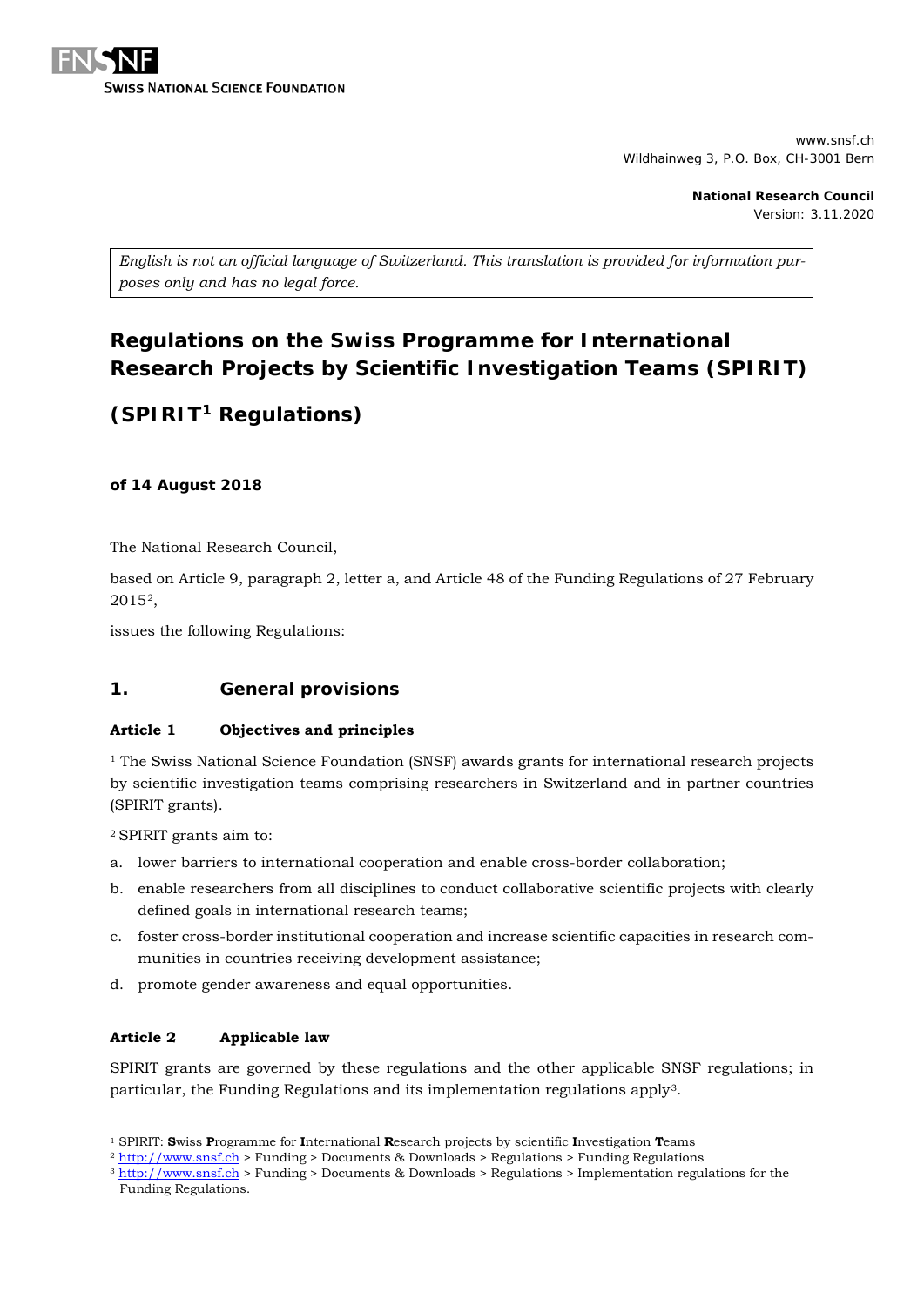**SWISS NATIONAL SCIENCE FOUNDATION**

www.snsf.ch
Wildhainweg 3, P.O. Box, CH-3001 Bern

**National Research Council**
Version: 3.11.2020

*English is not an official language of Switzerland. This translation is provided for information purposes only and has no legal force.*

# Regulations on the Swiss Programme for International Research Projects by Scientific Investigation Teams (SPIRIT)

# (SPIRIT[1] Regulations)

**of 14 August 2018**

The National Research Council,

based on Article 9, paragraph 2, letter a, and Article 48 of the Funding Regulations of 27 February 2015[2],

issues the following Regulations:

## 1. General provisions

### Article 1 Objectives and principles

[1] The Swiss National Science Foundation (SNSF) awards grants for international research projects by scientific investigation teams comprising researchers in Switzerland and in partner countries (SPIRIT grants).

[2] SPIRIT grants aim to:

a. lower barriers to international cooperation and enable cross-border collaboration;
b. enable researchers from all disciplines to conduct collaborative scientific projects with clearly defined goals in international research teams;
c. foster cross-border institutional cooperation and increase scientific capacities in research communities in countries receiving development assistance;
d. promote gender awareness and equal opportunities.

### Article 2 Applicable law

SPIRIT grants are governed by these regulations and the other applicable SNSF regulations; in particular, the Funding Regulations and its implementation regulations apply[3].

---

[1] SPIRIT: **S**wiss **P**rogramme for **I**nternational **R**esearch projects by scientific **I**nvestigation **T**eams
[2] http://www.snsf.ch > Funding > Documents & Downloads > Regulations > Funding Regulations
[3] http://www.snsf.ch > Funding > Documents & Downloads > Regulations > Implementation regulations for the Funding Regulations.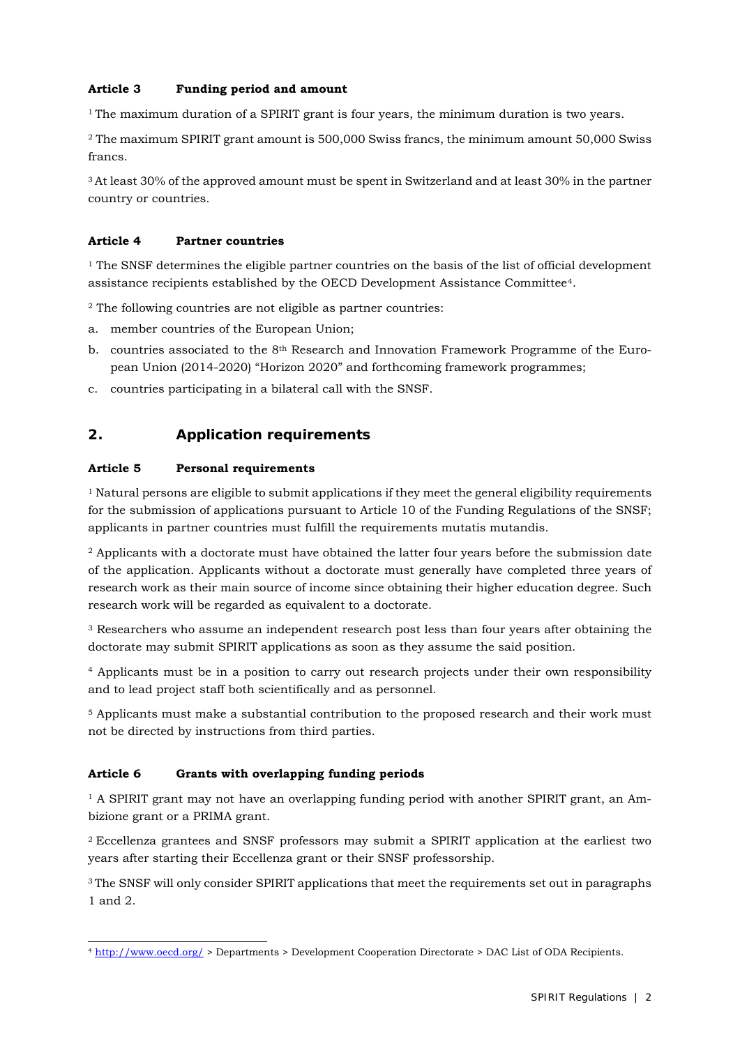#### Article 3 Funding period and amount

[1] The maximum duration of a SPIRIT grant is four years, the minimum duration is two years.

[2] The maximum SPIRIT grant amount is 500,000 Swiss francs, the minimum amount 50,000 Swiss francs.

[3] At least 30% of the approved amount must be spent in Switzerland and at least 30% in the partner country or countries.

#### Article 4 Partner countries

[1] The SNSF determines the eligible partner countries on the basis of the list of official development assistance recipients established by the OECD Development Assistance Committee[4].

[2] The following countries are not eligible as partner countries:

a. member countries of the European Union;
b. countries associated to the 8th Research and Innovation Framework Programme of the European Union (2014-2020) "Horizon 2020" and forthcoming framework programmes;
c. countries participating in a bilateral call with the SNSF.

## 2. Application requirements

#### Article 5 Personal requirements

[1] Natural persons are eligible to submit applications if they meet the general eligibility requirements for the submission of applications pursuant to Article 10 of the Funding Regulations of the SNSF; applicants in partner countries must fulfill the requirements mutatis mutandis.

[2] Applicants with a doctorate must have obtained the latter four years before the submission date of the application. Applicants without a doctorate must generally have completed three years of research work as their main source of income since obtaining their higher education degree. Such research work will be regarded as equivalent to a doctorate.

[3] Researchers who assume an independent research post less than four years after obtaining the doctorate may submit SPIRIT applications as soon as they assume the said position.

[4] Applicants must be in a position to carry out research projects under their own responsibility and to lead project staff both scientifically and as personnel.

[5] Applicants must make a substantial contribution to the proposed research and their work must not be directed by instructions from third parties.

#### Article 6 Grants with overlapping funding periods

[1] A SPIRIT grant may not have an overlapping funding period with another SPIRIT grant, an Ambizione grant or a PRIMA grant.

[2] Eccellenza grantees and SNSF professors may submit a SPIRIT application at the earliest two years after starting their Eccellenza grant or their SNSF professorship.

[3] The SNSF will only consider SPIRIT applications that meet the requirements set out in paragraphs 1 and 2.

---

[4] http://www.oecd.org/ > Departments > Development Cooperation Directorate > DAC List of ODA Recipients.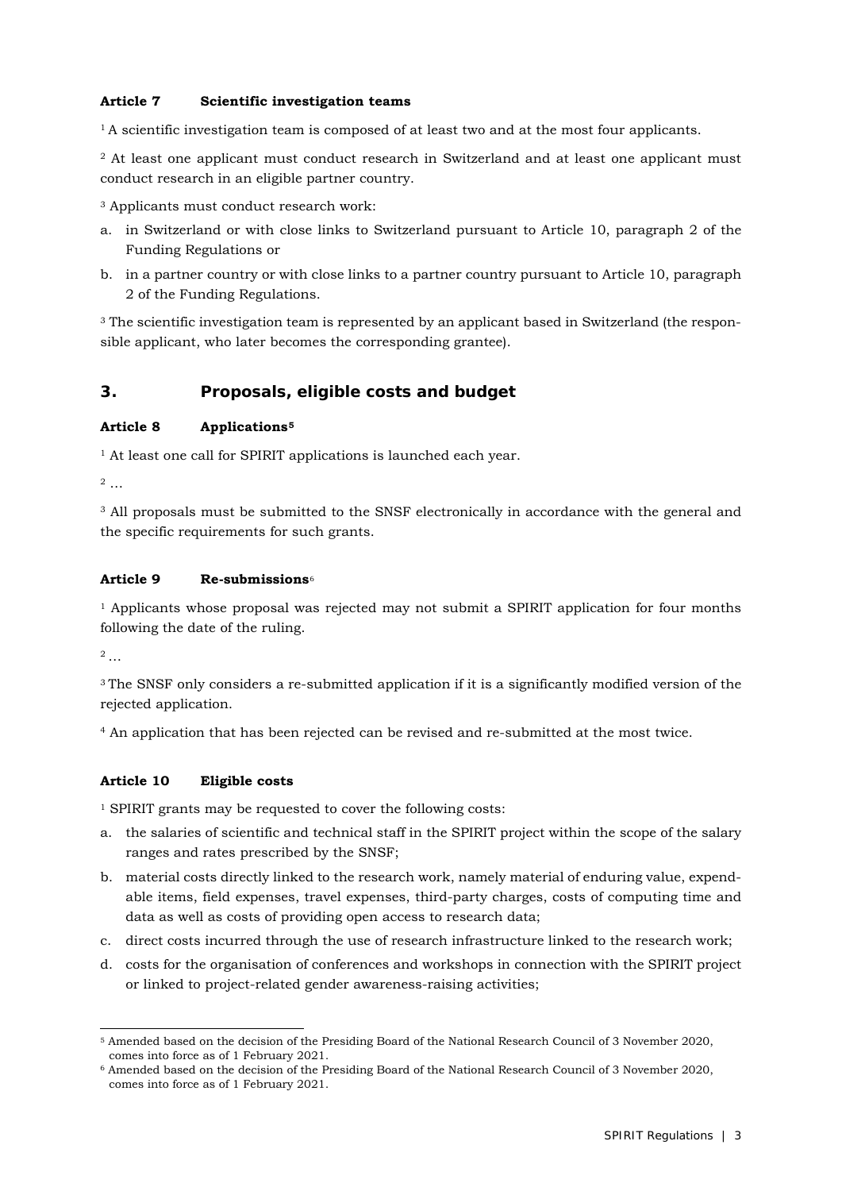#### Article 7 Scientific investigation teams

[1] A scientific investigation team is composed of at least two and at the most four applicants.

[2] At least one applicant must conduct research in Switzerland and at least one applicant must conduct research in an eligible partner country.

[3] Applicants must conduct research work:

a. in Switzerland or with close links to Switzerland pursuant to Article 10, paragraph 2 of the Funding Regulations or
b. in a partner country or with close links to a partner country pursuant to Article 10, paragraph 2 of the Funding Regulations.

[3] The scientific investigation team is represented by an applicant based in Switzerland (the responsible applicant, who later becomes the corresponding grantee).

## 3. Proposals, eligible costs and budget

#### Article 8 Applications[5]

[1] At least one call for SPIRIT applications is launched each year.

[2] …

[3] All proposals must be submitted to the SNSF electronically in accordance with the general and the specific requirements for such grants.

#### Article 9 Re-submissions[6]

[1] Applicants whose proposal was rejected may not submit a SPIRIT application for four months following the date of the ruling.

[2] …

[3] The SNSF only considers a re-submitted application if it is a significantly modified version of the rejected application.

[4] An application that has been rejected can be revised and re-submitted at the most twice.

#### Article 10 Eligible costs

[1] SPIRIT grants may be requested to cover the following costs:

a. the salaries of scientific and technical staff in the SPIRIT project within the scope of the salary ranges and rates prescribed by the SNSF;
b. material costs directly linked to the research work, namely material of enduring value, expendable items, field expenses, travel expenses, third-party charges, costs of computing time and data as well as costs of providing open access to research data;
c. direct costs incurred through the use of research infrastructure linked to the research work;
d. costs for the organisation of conferences and workshops in connection with the SPIRIT project or linked to project-related gender awareness-raising activities;

---

[5] Amended based on the decision of the Presiding Board of the National Research Council of 3 November 2020, comes into force as of 1 February 2021.

[6] Amended based on the decision of the Presiding Board of the National Research Council of 3 November 2020, comes into force as of 1 February 2021.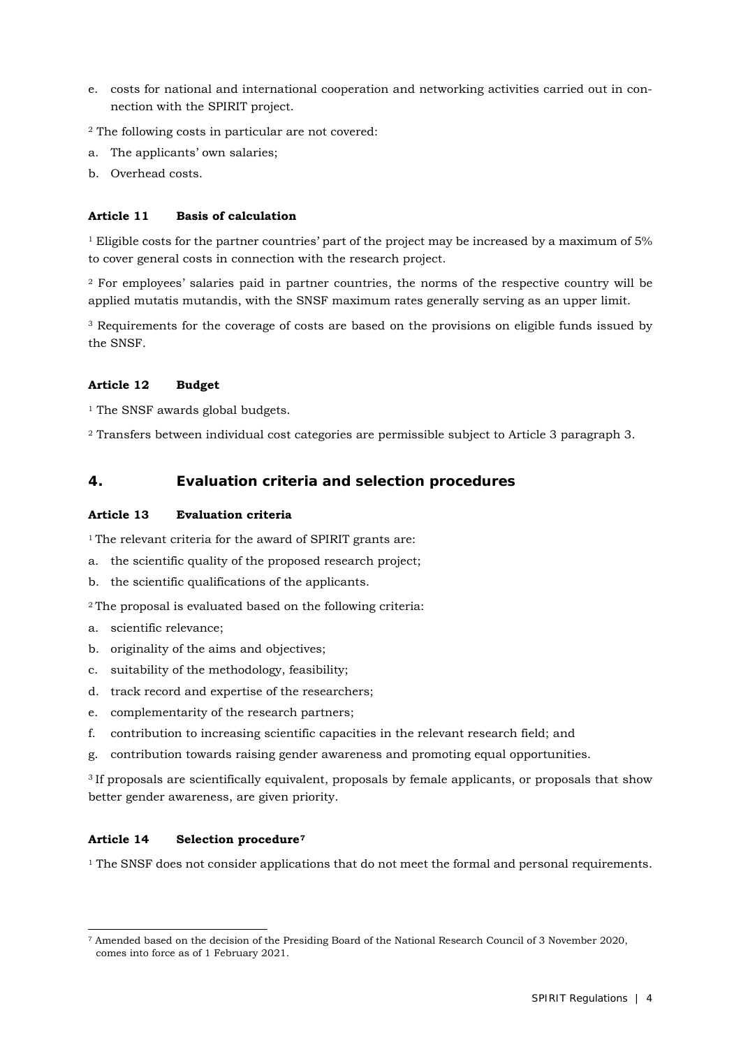e. costs for national and international cooperation and networking activities carried out in connection with the SPIRIT project.

[2] The following costs in particular are not covered:

a. The applicants' own salaries;
b. Overhead costs.

#### Article 11 Basis of calculation

[1] Eligible costs for the partner countries' part of the project may be increased by a maximum of 5% to cover general costs in connection with the research project.

[2] For employees' salaries paid in partner countries, the norms of the respective country will be applied mutatis mutandis, with the SNSF maximum rates generally serving as an upper limit.

[3] Requirements for the coverage of costs are based on the provisions on eligible funds issued by the SNSF.

#### Article 12 Budget

[1] The SNSF awards global budgets.

[2] Transfers between individual cost categories are permissible subject to Article 3 paragraph 3.

## 4. Evaluation criteria and selection procedures

#### Article 13 Evaluation criteria

[1] The relevant criteria for the award of SPIRIT grants are:

a. the scientific quality of the proposed research project;
b. the scientific qualifications of the applicants.

[2] The proposal is evaluated based on the following criteria:

a. scientific relevance;
b. originality of the aims and objectives;
c. suitability of the methodology, feasibility;
d. track record and expertise of the researchers;
e. complementarity of the research partners;
f. contribution to increasing scientific capacities in the relevant research field; and
g. contribution towards raising gender awareness and promoting equal opportunities.

[3] If proposals are scientifically equivalent, proposals by female applicants, or proposals that show better gender awareness, are given priority.

#### Article 14 Selection procedure[7]

[1] The SNSF does not consider applications that do not meet the formal and personal requirements.

[7] Amended based on the decision of the Presiding Board of the National Research Council of 3 November 2020, comes into force as of 1 February 2021.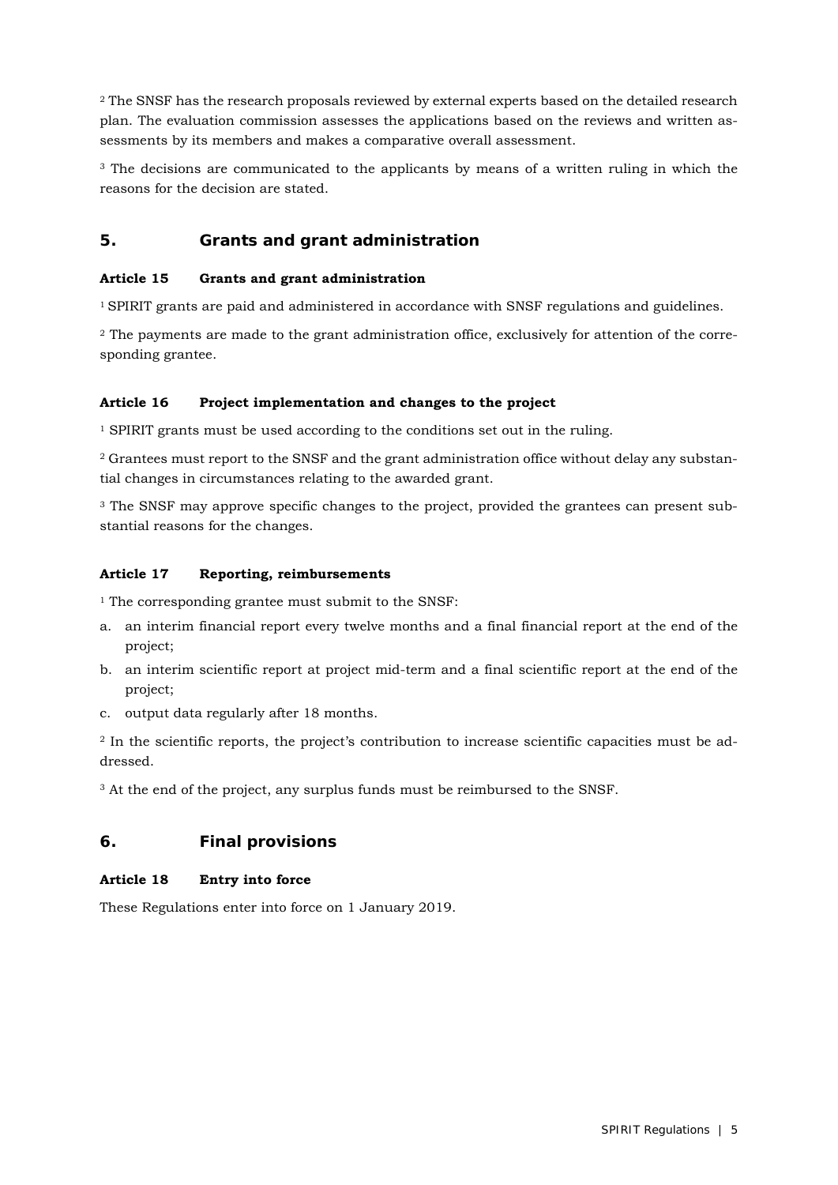[2] The SNSF has the research proposals reviewed by external experts based on the detailed research plan. The evaluation commission assesses the applications based on the reviews and written assessments by its members and makes a comparative overall assessment.

[3] The decisions are communicated to the applicants by means of a written ruling in which the reasons for the decision are stated.

## 5. Grants and grant administration

### Article 15 Grants and grant administration

[1] SPIRIT grants are paid and administered in accordance with SNSF regulations and guidelines.

[2] The payments are made to the grant administration office, exclusively for attention of the corresponding grantee.

### Article 16 Project implementation and changes to the project

[1] SPIRIT grants must be used according to the conditions set out in the ruling.

[2] Grantees must report to the SNSF and the grant administration office without delay any substantial changes in circumstances relating to the awarded grant.

[3] The SNSF may approve specific changes to the project, provided the grantees can present substantial reasons for the changes.

### Article 17 Reporting, reimbursements

[1] The corresponding grantee must submit to the SNSF:

a. an interim financial report every twelve months and a final financial report at the end of the project;
b. an interim scientific report at project mid-term and a final scientific report at the end of the project;
c. output data regularly after 18 months.

[2] In the scientific reports, the project's contribution to increase scientific capacities must be addressed.

[3] At the end of the project, any surplus funds must be reimbursed to the SNSF.

## 6. Final provisions

### Article 18 Entry into force

These Regulations enter into force on 1 January 2019.